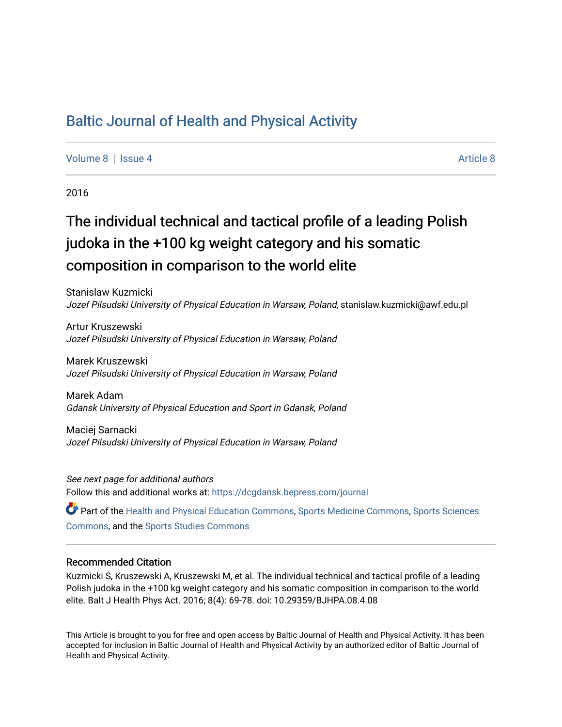# Baltic Journal of Health and Physical Activity

Volume 8 | Issue 4 Article 8

2016

## The individual technical and tactical profile of a leading Polish judoka in the +100 kg weight category and his somatic composition in comparison to the world elite

Stanislaw Kuzmicki
*Jozef Pilsudski University of Physical Education in Warsaw, Poland*, stanislaw.kuzmicki@awf.edu.pl

Artur Kruszewski
*Jozef Pilsudski University of Physical Education in Warsaw, Poland*

Marek Kruszewski
*Jozef Pilsudski University of Physical Education in Warsaw, Poland*

Marek Adam
*Gdansk University of Physical Education and Sport in Gdansk, Poland*

Maciej Sarnacki
*Jozef Pilsudski University of Physical Education in Warsaw, Poland*

*See next page for additional authors*

Follow this and additional works at: https://dcgdansk.bepress.com/journal

Part of the Health and Physical Education Commons, Sports Medicine Commons, Sports Sciences Commons, and the Sports Studies Commons

### Recommended Citation

Kuzmicki S, Kruszewski A, Kruszewski M, et al. The individual technical and tactical profile of a leading Polish judoka in the +100 kg weight category and his somatic composition in comparison to the world elite. Balt J Health Phys Act. 2016; 8(4): 69-78. doi: 10.29359/BJHPA.08.4.08

This Article is brought to you for free and open access by Baltic Journal of Health and Physical Activity. It has been accepted for inclusion in Baltic Journal of Health and Physical Activity by an authorized editor of Baltic Journal of Health and Physical Activity.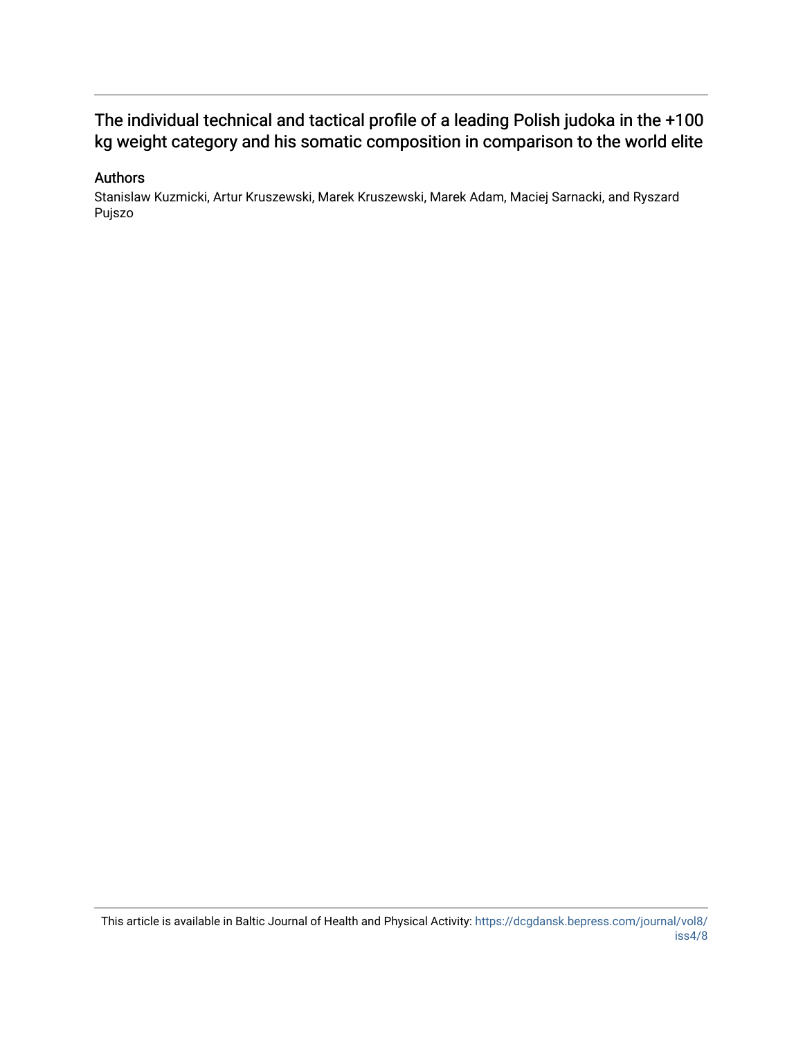The individual technical and tactical profile of a leading Polish judoka in the +100 kg weight category and his somatic composition in comparison to the world elite

## Authors

Stanislaw Kuzmicki, Artur Kruszewski, Marek Kruszewski, Marek Adam, Maciej Sarnacki, and Ryszard Pujszo

This article is available in Baltic Journal of Health and Physical Activity: https://dcgdansk.bepress.com/journal/vol8/iss4/8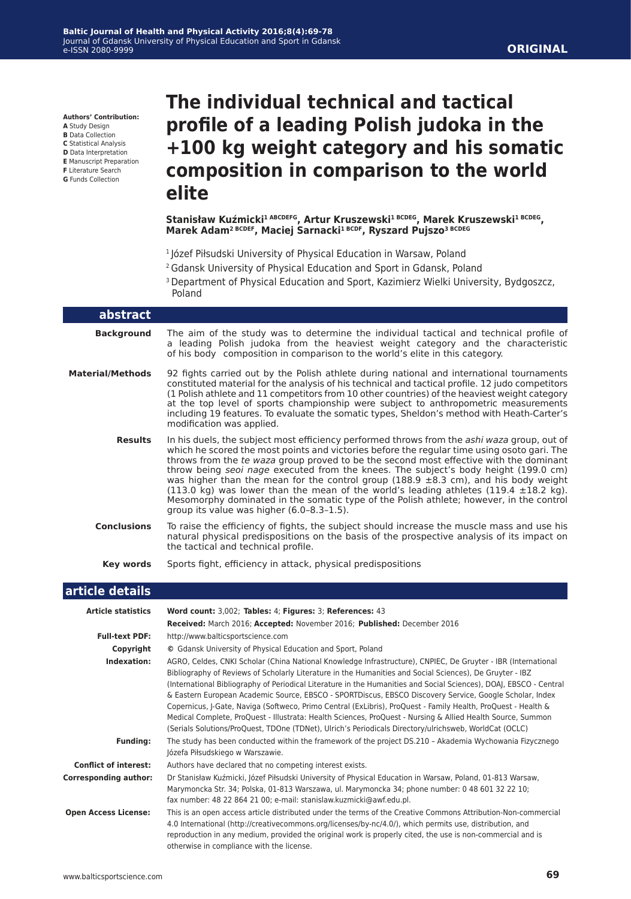**Authors' Contribution:**
**A** Study Design
**B** Data Collection
**C** Statistical Analysis
**D** Data Interpretation
**E** Manuscript Preparation
**F** Literature Search
**G** Funds Collection

# The individual technical and tactical profile of a leading Polish judoka in the +100 kg weight category and his somatic composition in comparison to the world elite

**Stanisław Kuźmicki[1 ABCDEFG], Artur Kruszewski[1 BCDEG], Marek Kruszewski[1 BCDEG], Marek Adam[2 BCDEF], Maciej Sarnacki[1 BCDF], Ryszard Pujszo[3 BCDEG]**

[1] Józef Piłsudski University of Physical Education in Warsaw, Poland

[2] Gdansk University of Physical Education and Sport in Gdansk, Poland

[3] Department of Physical Education and Sport, Kazimierz Wielki University, Bydgoszcz, Poland

## abstract

**Background** The aim of the study was to determine the individual tactical and technical profile of a leading Polish judoka from the heaviest weight category and the characteristic of his body composition in comparison to the world's elite in this category.

**Material/Methods** 92 fights carried out by the Polish athlete during national and international tournaments constituted material for the analysis of his technical and tactical profile. 12 judo competitors (1 Polish athlete and 11 competitors from 10 other countries) of the heaviest weight category at the top level of sports championship were subject to anthropometric measurements including 19 features. To evaluate the somatic types, Sheldon's method with Heath-Carter's modification was applied.

**Results** In his duels, the subject most efficiency performed throws from the *ashi waza* group, out of which he scored the most points and victories before the regular time using osoto gari. The throws from the *te waza* group proved to be the second most effective with the dominant throw being *seoi nage* executed from the knees. The subject's body height (199.0 cm) was higher than the mean for the control group (188.9 ±8.3 cm), and his body weight (113.0 kg) was lower than the mean of the world's leading athletes (119.4 ±18.2 kg). Mesomorphy dominated in the somatic type of the Polish athlete; however, in the control group its value was higher (6.0–8.3–1.5).

**Conclusions** To raise the efficiency of fights, the subject should increase the muscle mass and use his natural physical predispositions on the basis of the prospective analysis of its impact on the tactical and technical profile.

**Key words** Sports fight, efficiency in attack, physical predispositions

## article details

| | |
|---|---|
| **Article statistics** | **Word count:** 3,002; **Tables:** 4; **Figures:** 3; **References:** 43<br>**Received:** March 2016; **Accepted:** November 2016; **Published:** December 2016 |
| **Full-text PDF:** | http://www.balticsportscience.com |
| **Copyright** | © Gdansk University of Physical Education and Sport, Poland |
| **Indexation:** | AGRO, Celdes, CNKI Scholar (China National Knowledge Infrastructure), CNPIEC, De Gruyter - IBR (International Bibliography of Reviews of Scholarly Literature in the Humanities and Social Sciences), De Gruyter - IBZ (International Bibliography of Periodical Literature in the Humanities and Social Sciences), DOAJ, EBSCO - Central & Eastern European Academic Source, EBSCO - SPORTDiscus, EBSCO Discovery Service, Google Scholar, Index Copernicus, J-Gate, Naviga (Softweco, Primo Central (ExLibris), ProQuest - Family Health, ProQuest - Health & Medical Complete, ProQuest - Illustrata: Health Sciences, ProQuest - Nursing & Allied Health Source, Summon (Serials Solutions/ProQuest, TDOne (TDNet), Ulrich's Periodicals Directory/ulrichsweb, WorldCat (OCLC) |
| **Funding:** | The study has been conducted within the framework of the project DS.210 – Akademia Wychowania Fizycznego Józefa Piłsudskiego w Warszawie. |
| **Conflict of interest:** | Authors have declared that no competing interest exists. |
| **Corresponding author:** | Dr Stanisław Kuźmicki, Józef Piłsudski University of Physical Education in Warsaw, Poland, 01-813 Warsaw, Marymoncka Str. 34; Polska, 01-813 Warszawa, ul. Marymoncka 34; phone number: 0 48 601 32 22 10; fax number: 48 22 864 21 00; e-mail: stanislaw.kuzmicki@awf.edu.pl. |
| **Open Access License:** | This is an open access article distributed under the terms of the Creative Commons Attribution-Non-commercial 4.0 International (http://creativecommons.org/licenses/by-nc/4.0/), which permits use, distribution, and reproduction in any medium, provided the original work is properly cited, the use is non-commercial and is otherwise in compliance with the license. |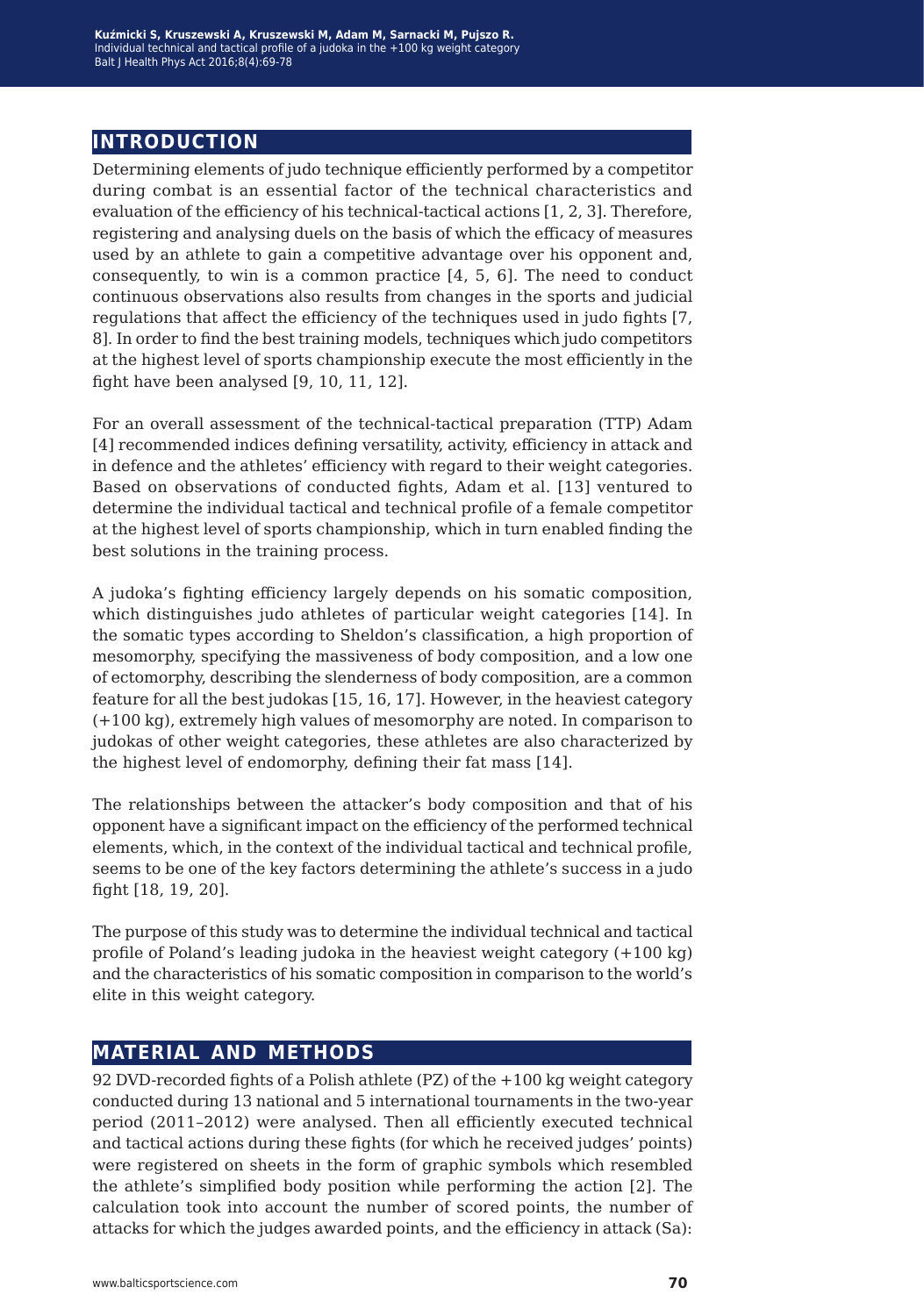## INTRODUCTION

Determining elements of judo technique efficiently performed by a competitor during combat is an essential factor of the technical characteristics and evaluation of the efficiency of his technical-tactical actions [1, 2, 3]. Therefore, registering and analysing duels on the basis of which the efficacy of measures used by an athlete to gain a competitive advantage over his opponent and, consequently, to win is a common practice [4, 5, 6]. The need to conduct continuous observations also results from changes in the sports and judicial regulations that affect the efficiency of the techniques used in judo fights [7, 8]. In order to find the best training models, techniques which judo competitors at the highest level of sports championship execute the most efficiently in the fight have been analysed [9, 10, 11, 12].

For an overall assessment of the technical-tactical preparation (TTP) Adam [4] recommended indices defining versatility, activity, efficiency in attack and in defence and the athletes' efficiency with regard to their weight categories. Based on observations of conducted fights, Adam et al. [13] ventured to determine the individual tactical and technical profile of a female competitor at the highest level of sports championship, which in turn enabled finding the best solutions in the training process.

A judoka's fighting efficiency largely depends on his somatic composition, which distinguishes judo athletes of particular weight categories [14]. In the somatic types according to Sheldon's classification, a high proportion of mesomorphy, specifying the massiveness of body composition, and a low one of ectomorphy, describing the slenderness of body composition, are a common feature for all the best judokas [15, 16, 17]. However, in the heaviest category (+100 kg), extremely high values of mesomorphy are noted. In comparison to judokas of other weight categories, these athletes are also characterized by the highest level of endomorphy, defining their fat mass [14].

The relationships between the attacker's body composition and that of his opponent have a significant impact on the efficiency of the performed technical elements, which, in the context of the individual tactical and technical profile, seems to be one of the key factors determining the athlete's success in a judo fight [18, 19, 20].

The purpose of this study was to determine the individual technical and tactical profile of Poland's leading judoka in the heaviest weight category (+100 kg) and the characteristics of his somatic composition in comparison to the world's elite in this weight category.

## MATERIAL AND METHODS

92 DVD-recorded fights of a Polish athlete (PZ) of the +100 kg weight category conducted during 13 national and 5 international tournaments in the two-year period (2011–2012) were analysed. Then all efficiently executed technical and tactical actions during these fights (for which he received judges' points) were registered on sheets in the form of graphic symbols which resembled the athlete's simplified body position while performing the action [2]. The calculation took into account the number of scored points, the number of attacks for which the judges awarded points, and the efficiency in attack (Sa):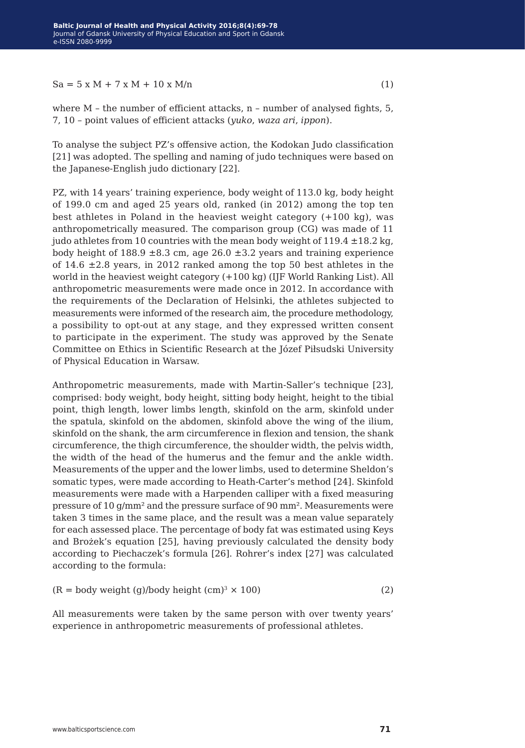$$Sa = 5 \times M + 7 \times M + 10 \times M/n \quad (1)$$

where M – the number of efficient attacks, n – number of analysed fights, 5, 7, 10 – point values of efficient attacks (*yuko*, *waza ari*, *ippon*).

To analyse the subject PZ's offensive action, the Kodokan Judo classification [21] was adopted. The spelling and naming of judo techniques were based on the Japanese-English judo dictionary [22].

PZ, with 14 years' training experience, body weight of 113.0 kg, body height of 199.0 cm and aged 25 years old, ranked (in 2012) among the top ten best athletes in Poland in the heaviest weight category (+100 kg), was anthropometrically measured. The comparison group (CG) was made of 11 judo athletes from 10 countries with the mean body weight of 119.4 ±18.2 kg, body height of 188.9 ±8.3 cm, age 26.0 ±3.2 years and training experience of 14.6 ±2.8 years, in 2012 ranked among the top 50 best athletes in the world in the heaviest weight category (+100 kg) (IJF World Ranking List). All anthropometric measurements were made once in 2012. In accordance with the requirements of the Declaration of Helsinki, the athletes subjected to measurements were informed of the research aim, the procedure methodology, a possibility to opt-out at any stage, and they expressed written consent to participate in the experiment. The study was approved by the Senate Committee on Ethics in Scientific Research at the Józef Piłsudski University of Physical Education in Warsaw.

Anthropometric measurements, made with Martin-Saller's technique [23], comprised: body weight, body height, sitting body height, height to the tibial point, thigh length, lower limbs length, skinfold on the arm, skinfold under the spatula, skinfold on the abdomen, skinfold above the wing of the ilium, skinfold on the shank, the arm circumference in flexion and tension, the shank circumference, the thigh circumference, the shoulder width, the pelvis width, the width of the head of the humerus and the femur and the ankle width. Measurements of the upper and the lower limbs, used to determine Sheldon's somatic types, were made according to Heath-Carter's method [24]. Skinfold measurements were made with a Harpenden calliper with a fixed measuring pressure of 10 g/mm² and the pressure surface of 90 mm². Measurements were taken 3 times in the same place, and the result was a mean value separately for each assessed place. The percentage of body fat was estimated using Keys and Brożek's equation [25], having previously calculated the density body according to Piechaczek's formula [26]. Rohrer's index [27] was calculated according to the formula:

$$(R = \text{body weight (g)/body height (cm)}^3 \times 100) \quad (2)$$

All measurements were taken by the same person with over twenty years' experience in anthropometric measurements of professional athletes.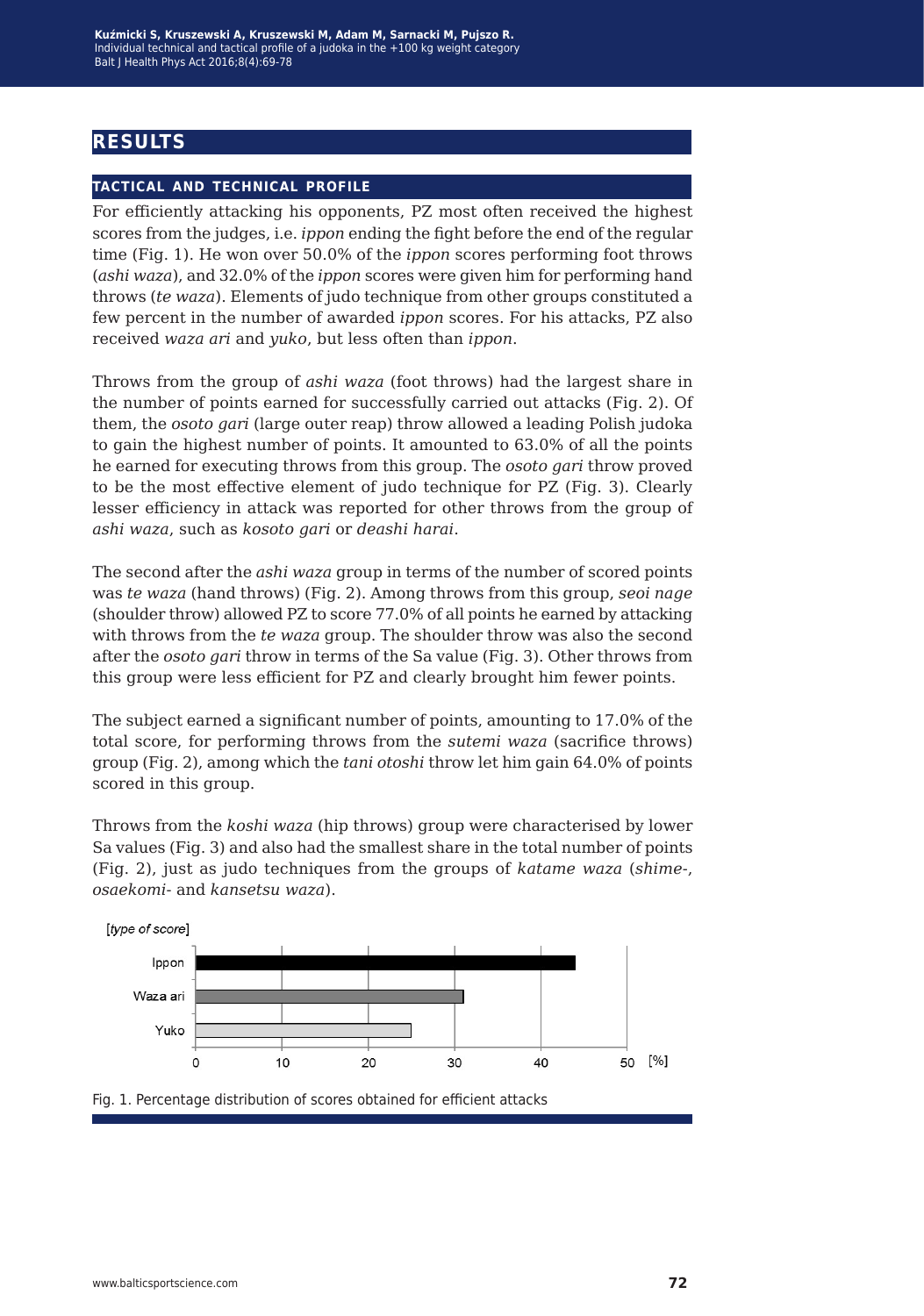# RESULTS

## TACTICAL AND TECHNICAL PROFILE

For efficiently attacking his opponents, PZ most often received the highest scores from the judges, i.e. *ippon* ending the fight before the end of the regular time (Fig. 1). He won over 50.0% of the *ippon* scores performing foot throws (*ashi waza*), and 32.0% of the *ippon* scores were given him for performing hand throws (*te waza*). Elements of judo technique from other groups constituted a few percent in the number of awarded *ippon* scores. For his attacks, PZ also received *waza ari* and *yuko*, but less often than *ippon*.

Throws from the group of *ashi waza* (foot throws) had the largest share in the number of points earned for successfully carried out attacks (Fig. 2). Of them, the *osoto gari* (large outer reap) throw allowed a leading Polish judoka to gain the highest number of points. It amounted to 63.0% of all the points he earned for executing throws from this group. The *osoto gari* throw proved to be the most effective element of judo technique for PZ (Fig. 3). Clearly lesser efficiency in attack was reported for other throws from the group of *ashi waza*, such as *kosoto gari* or *deashi harai*.

The second after the *ashi waza* group in terms of the number of scored points was *te waza* (hand throws) (Fig. 2). Among throws from this group, *seoi nage* (shoulder throw) allowed PZ to score 77.0% of all points he earned by attacking with throws from the *te waza* group. The shoulder throw was also the second after the *osoto gari* throw in terms of the Sa value (Fig. 3). Other throws from this group were less efficient for PZ and clearly brought him fewer points.

The subject earned a significant number of points, amounting to 17.0% of the total score, for performing throws from the *sutemi waza* (sacrifice throws) group (Fig. 2), among which the *tani otoshi* throw let him gain 64.0% of points scored in this group.

Throws from the *koshi waza* (hip throws) group were characterised by lower Sa values (Fig. 3) and also had the smallest share in the total number of points (Fig. 2), just as judo techniques from the groups of *katame waza* (*shime-*, *osaekomi-* and *kansetsu waza*).

[type of score]

Ippon

Waza ari

Yuko

0 10 20 30 40 50 [%]

Fig. 1. Percentage distribution of scores obtained for efficient attacks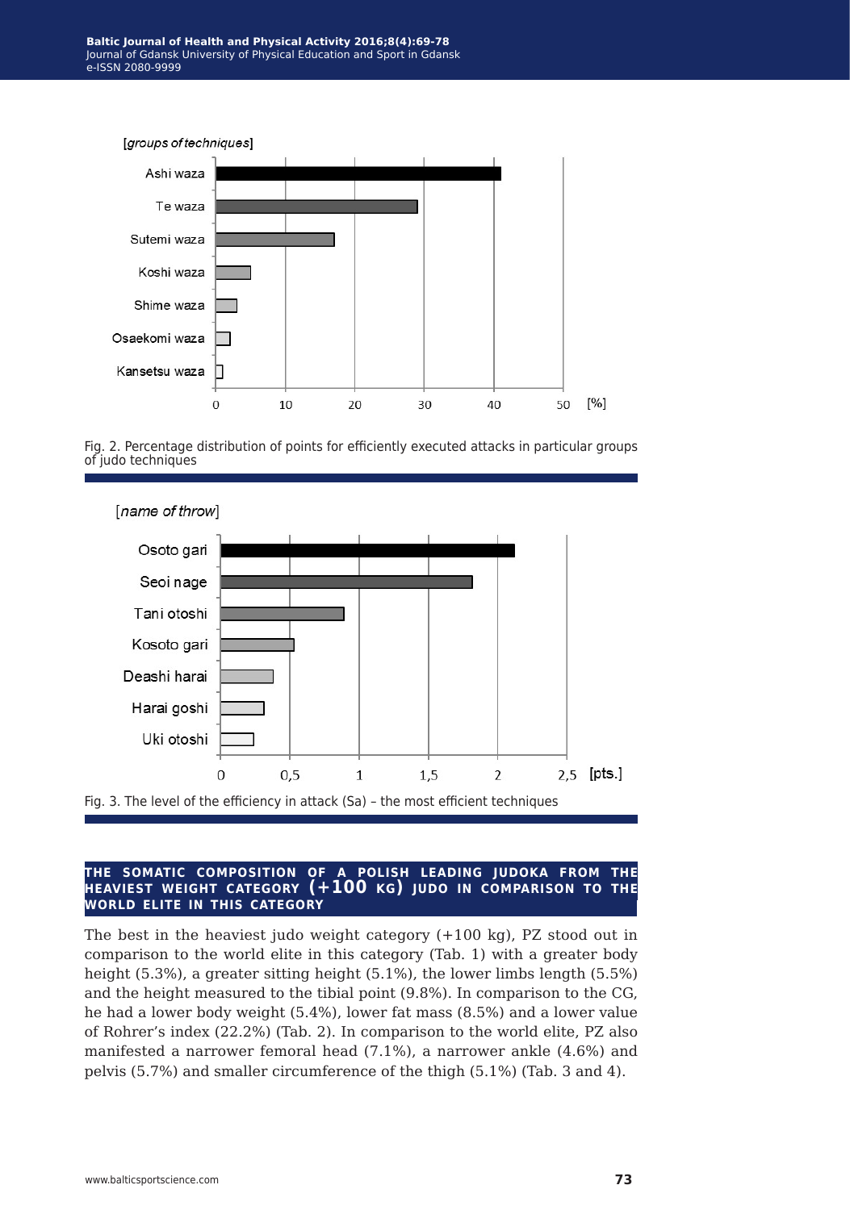[groups of techniques]

Ashi waza

Te waza

Sutemi waza

Koshi waza

Shime waza

Osaekomi waza

Kansetsu waza

0 10 20 30 40 50 [%]

Fig. 2. Percentage distribution of points for efficiently executed attacks in particular groups of judo techniques

[name of throw]

Osoto gari

Seoi nage

Tani otoshi

Kosoto gari

Deashi harai

Harai goshi

Uki otoshi

0 0,5 1 1,5 2 2,5 [pts.]

Fig. 3. The level of the efficiency in attack (Sa) – the most efficient techniques

## THE SOMATIC COMPOSITION OF A POLISH LEADING JUDOKA FROM THE HEAVIEST WEIGHT CATEGORY (+100 KG) JUDO IN COMPARISON TO THE WORLD ELITE IN THIS CATEGORY

The best in the heaviest judo weight category (+100 kg), PZ stood out in comparison to the world elite in this category (Tab. 1) with a greater body height (5.3%), a greater sitting height (5.1%), the lower limbs length (5.5%) and the height measured to the tibial point (9.8%). In comparison to the CG, he had a lower body weight (5.4%), lower fat mass (8.5%) and a lower value of Rohrer's index (22.2%) (Tab. 2). In comparison to the world elite, PZ also manifested a narrower femoral head (7.1%), a narrower ankle (4.6%) and pelvis (5.7%) and smaller circumference of the thigh (5.1%) (Tab. 3 and 4).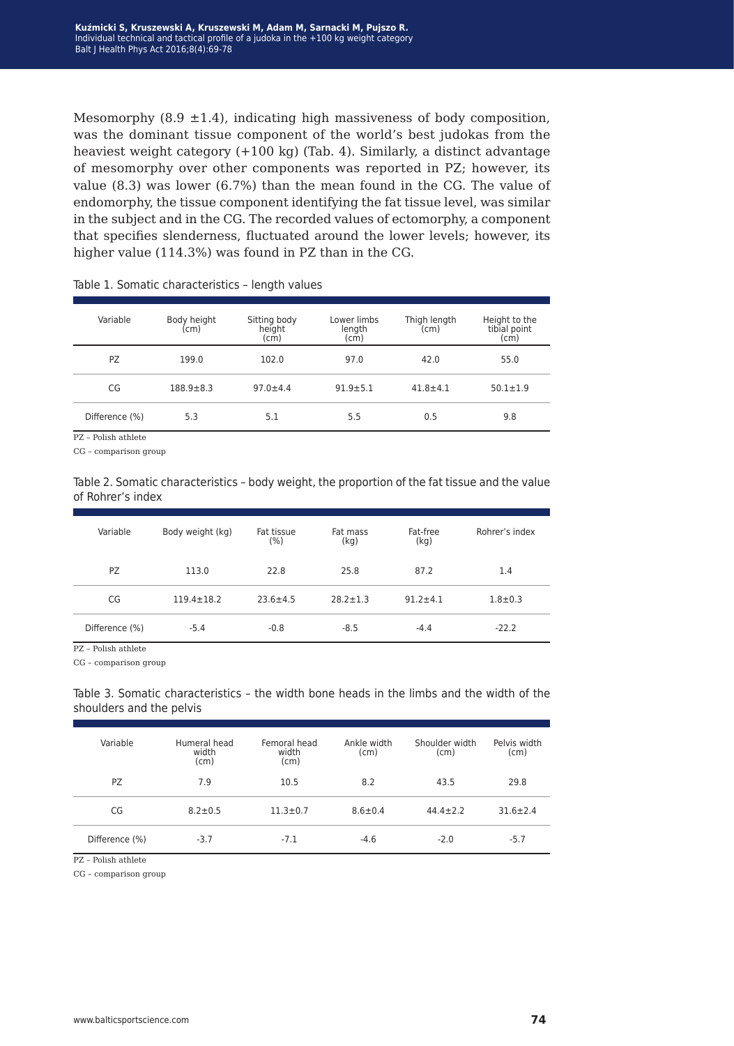Mesomorphy (8.9 ±1.4), indicating high massiveness of body composition, was the dominant tissue component of the world's best judokas from the heaviest weight category (+100 kg) (Tab. 4). Similarly, a distinct advantage of mesomorphy over other components was reported in PZ; however, its value (8.3) was lower (6.7%) than the mean found in the CG. The value of endomorphy, the tissue component identifying the fat tissue level, was similar in the subject and in the CG. The recorded values of ectomorphy, a component that specifies slenderness, fluctuated around the lower levels; however, its higher value (114.3%) was found in PZ than in the CG.

Table 1. Somatic characteristics – length values

| Variable | Body height (cm) | Sitting body height (cm) | Lower limbs length (cm) | Thigh length (cm) | Height to the tibial point (cm) |
|---|---|---|---|---|---|
| PZ | 199.0 | 102.0 | 97.0 | 42.0 | 55.0 |
| CG | 188.9±8.3 | 97.0±4.4 | 91.9±5.1 | 41.8±4.1 | 50.1±1.9 |
| Difference (%) | 5.3 | 5.1 | 5.5 | 0.5 | 9.8 |

PZ – Polish athlete

CG – comparison group

Table 2. Somatic characteristics – body weight, the proportion of the fat tissue and the value of Rohrer's index

| Variable | Body weight (kg) | Fat tissue (%) | Fat mass (kg) | Fat-free (kg) | Rohrer's index |
|---|---|---|---|---|---|
| PZ | 113.0 | 22.8 | 25.8 | 87.2 | 1.4 |
| CG | 119.4±18.2 | 23.6±4.5 | 28.2±1.3 | 91.2±4.1 | 1.8±0.3 |
| Difference (%) | -5.4 | -0.8 | -8.5 | -4.4 | -22.2 |

PZ – Polish athlete

CG – comparison group

Table 3. Somatic characteristics – the width bone heads in the limbs and the width of the shoulders and the pelvis

| Variable | Humeral head width (cm) | Femoral head width (cm) | Ankle width (cm) | Shoulder width (cm) | Pelvis width (cm) |
|---|---|---|---|---|---|
| PZ | 7.9 | 10.5 | 8.2 | 43.5 | 29.8 |
| CG | 8.2±0.5 | 11.3±0.7 | 8.6±0.4 | 44.4±2.2 | 31.6±2.4 |
| Difference (%) | -3.7 | -7.1 | -4.6 | -2.0 | -5.7 |

PZ – Polish athlete

CG – comparison group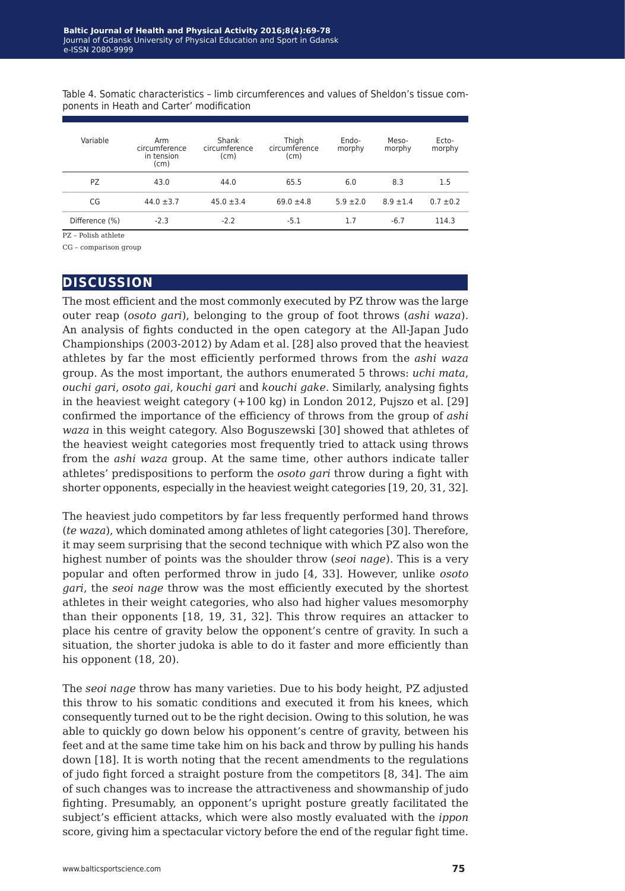Table 4. Somatic characteristics – limb circumferences and values of Sheldon's tissue components in Heath and Carter' modification

| Variable | Arm circumference in tension (cm) | Shank circumference (cm) | Thigh circumference (cm) | Endo-morphy | Meso-morphy | Ecto-morphy |
|---|---|---|---|---|---|---|
| PZ | 43.0 | 44.0 | 65.5 | 6.0 | 8.3 | 1.5 |
| CG | 44.0 ±3.7 | 45.0 ±3.4 | 69.0 ±4.8 | 5.9 ±2.0 | 8.9 ±1.4 | 0.7 ±0.2 |
| Difference (%) | -2.3 | -2.2 | -5.1 | 1.7 | -6.7 | 114.3 |

PZ – Polish athlete
CG – comparison group

## DISCUSSION

The most efficient and the most commonly executed by PZ throw was the large outer reap (*osoto gari*), belonging to the group of foot throws (*ashi waza*). An analysis of fights conducted in the open category at the All-Japan Judo Championships (2003-2012) by Adam et al. [28] also proved that the heaviest athletes by far the most efficiently performed throws from the *ashi waza* group. As the most important, the authors enumerated 5 throws: *uchi mata*, *ouchi gari*, *osoto gai*, *kouchi gari* and *kouchi gake*. Similarly, analysing fights in the heaviest weight category (+100 kg) in London 2012, Pujszo et al. [29] confirmed the importance of the efficiency of throws from the group of *ashi waza* in this weight category. Also Boguszewski [30] showed that athletes of the heaviest weight categories most frequently tried to attack using throws from the *ashi waza* group. At the same time, other authors indicate taller athletes' predispositions to perform the *osoto gari* throw during a fight with shorter opponents, especially in the heaviest weight categories [19, 20, 31, 32].

The heaviest judo competitors by far less frequently performed hand throws (*te waza*), which dominated among athletes of light categories [30]. Therefore, it may seem surprising that the second technique with which PZ also won the highest number of points was the shoulder throw (*seoi nage*). This is a very popular and often performed throw in judo [4, 33]. However, unlike *osoto gari*, the *seoi nage* throw was the most efficiently executed by the shortest athletes in their weight categories, who also had higher values mesomorphy than their opponents [18, 19, 31, 32]. This throw requires an attacker to place his centre of gravity below the opponent's centre of gravity. In such a situation, the shorter judoka is able to do it faster and more efficiently than his opponent (18, 20).

The *seoi nage* throw has many varieties. Due to his body height, PZ adjusted this throw to his somatic conditions and executed it from his knees, which consequently turned out to be the right decision. Owing to this solution, he was able to quickly go down below his opponent's centre of gravity, between his feet and at the same time take him on his back and throw by pulling his hands down [18]. It is worth noting that the recent amendments to the regulations of judo fight forced a straight posture from the competitors [8, 34]. The aim of such changes was to increase the attractiveness and showmanship of judo fighting. Presumably, an opponent's upright posture greatly facilitated the subject's efficient attacks, which were also mostly evaluated with the *ippon* score, giving him a spectacular victory before the end of the regular fight time.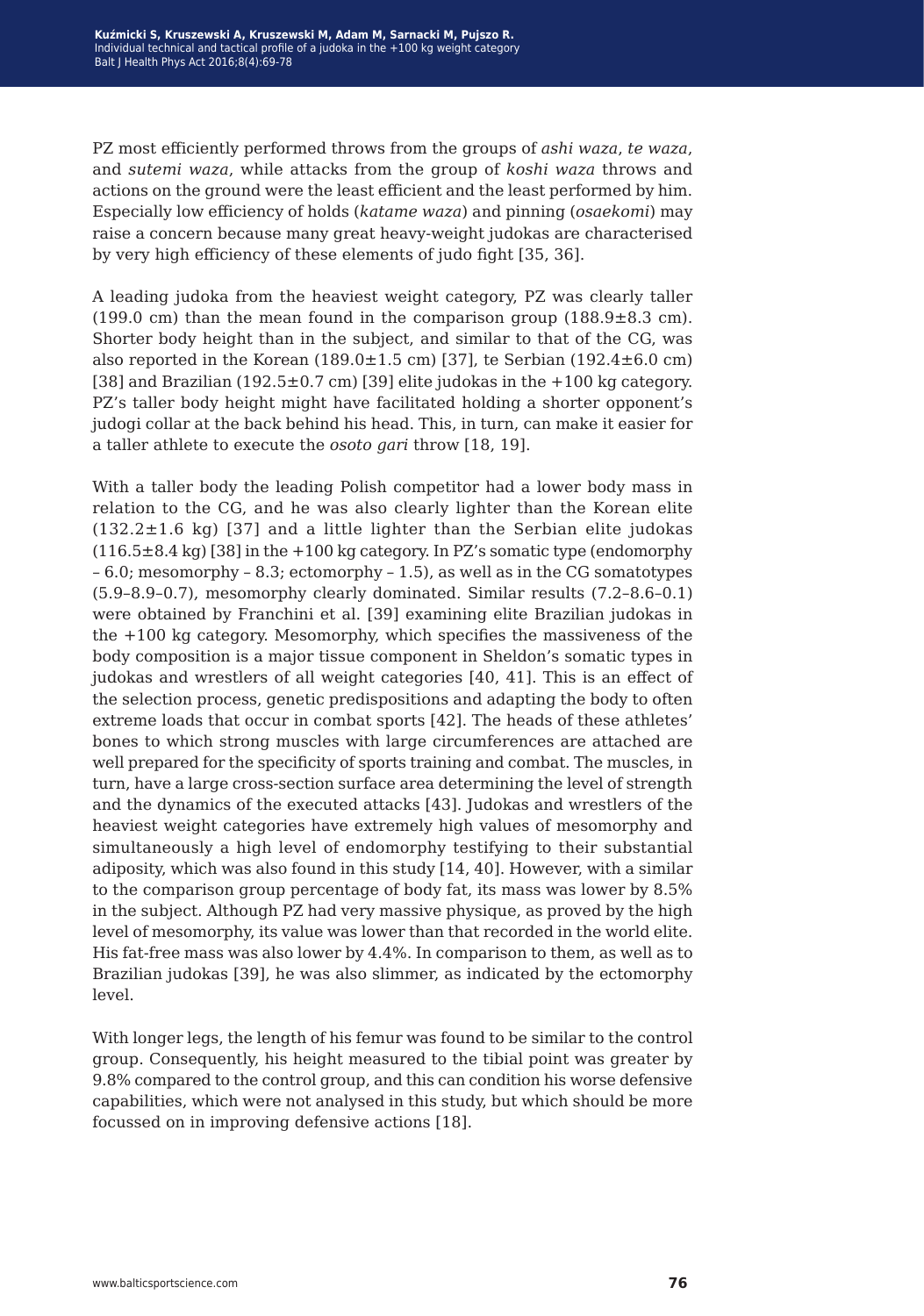PZ most efficiently performed throws from the groups of *ashi waza*, *te waza*, and *sutemi waza*, while attacks from the group of *koshi waza* throws and actions on the ground were the least efficient and the least performed by him. Especially low efficiency of holds (*katame waza*) and pinning (*osaekomi*) may raise a concern because many great heavy-weight judokas are characterised by very high efficiency of these elements of judo fight [35, 36].

A leading judoka from the heaviest weight category, PZ was clearly taller (199.0 cm) than the mean found in the comparison group (188.9±8.3 cm). Shorter body height than in the subject, and similar to that of the CG, was also reported in the Korean (189.0±1.5 cm) [37], te Serbian (192.4±6.0 cm) [38] and Brazilian (192.5±0.7 cm) [39] elite judokas in the +100 kg category. PZ's taller body height might have facilitated holding a shorter opponent's judogi collar at the back behind his head. This, in turn, can make it easier for a taller athlete to execute the *osoto gari* throw [18, 19].

With a taller body the leading Polish competitor had a lower body mass in relation to the CG, and he was also clearly lighter than the Korean elite (132.2±1.6 kg) [37] and a little lighter than the Serbian elite judokas (116.5±8.4 kg) [38] in the +100 kg category. In PZ's somatic type (endomorphy – 6.0; mesomorphy – 8.3; ectomorphy – 1.5), as well as in the CG somatotypes (5.9–8.9–0.7), mesomorphy clearly dominated. Similar results (7.2–8.6–0.1) were obtained by Franchini et al. [39] examining elite Brazilian judokas in the +100 kg category. Mesomorphy, which specifies the massiveness of the body composition is a major tissue component in Sheldon's somatic types in judokas and wrestlers of all weight categories [40, 41]. This is an effect of the selection process, genetic predispositions and adapting the body to often extreme loads that occur in combat sports [42]. The heads of these athletes' bones to which strong muscles with large circumferences are attached are well prepared for the specificity of sports training and combat. The muscles, in turn, have a large cross-section surface area determining the level of strength and the dynamics of the executed attacks [43]. Judokas and wrestlers of the heaviest weight categories have extremely high values of mesomorphy and simultaneously a high level of endomorphy testifying to their substantial adiposity, which was also found in this study [14, 40]. However, with a similar to the comparison group percentage of body fat, its mass was lower by 8.5% in the subject. Although PZ had very massive physique, as proved by the high level of mesomorphy, its value was lower than that recorded in the world elite. His fat-free mass was also lower by 4.4%. In comparison to them, as well as to Brazilian judokas [39], he was also slimmer, as indicated by the ectomorphy level.

With longer legs, the length of his femur was found to be similar to the control group. Consequently, his height measured to the tibial point was greater by 9.8% compared to the control group, and this can condition his worse defensive capabilities, which were not analysed in this study, but which should be more focussed on in improving defensive actions [18].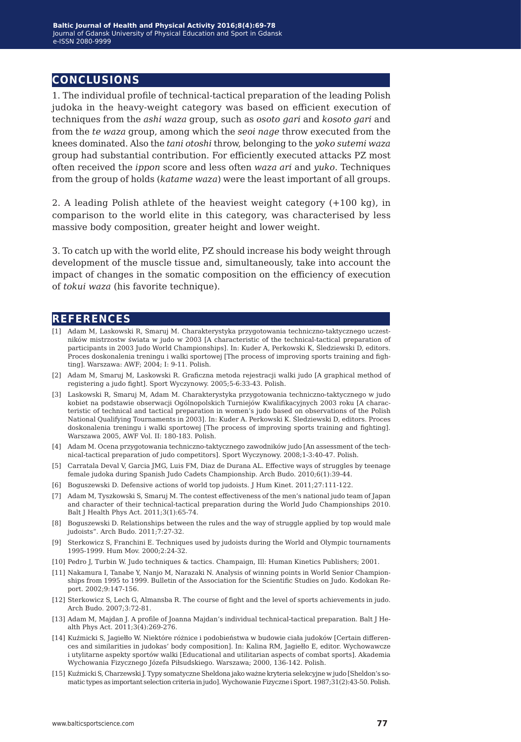## CONCLUSIONS

1. The individual profile of technical-tactical preparation of the leading Polish judoka in the heavy-weight category was based on efficient execution of techniques from the *ashi waza* group, such as *osoto gari* and *kosoto gari* and from the *te waza* group, among which the *seoi nage* throw executed from the knees dominated. Also the *tani otoshi* throw, belonging to the *yoko sutemi waza* group had substantial contribution. For efficiently executed attacks PZ most often received the *ippon* score and less often *waza ari* and *yuko*. Techniques from the group of holds (*katame waza*) were the least important of all groups.

2. A leading Polish athlete of the heaviest weight category (+100 kg), in comparison to the world elite in this category, was characterised by less massive body composition, greater height and lower weight.

3. To catch up with the world elite, PZ should increase his body weight through development of the muscle tissue and, simultaneously, take into account the impact of changes in the somatic composition on the efficiency of execution of *tokui waza* (his favorite technique).

## REFERENCES

[1] Adam M, Laskowski R, Smaruj M. Charakterystyka przygotowania techniczno-taktycznego uczestników mistrzostw świata w judo w 2003 [A characteristic of the technical-tactical preparation of participants in 2003 Judo World Championships]. In: Kuder A, Perkowski K, Śledziewski D, editors. Proces doskonalenia treningu i walki sportowej [The process of improving sports training and fighting]. Warszawa: AWF; 2004; I: 9-11. Polish.

[2] Adam M, Smaruj M, Laskowski R. Graficzna metoda rejestracji walki judo [A graphical method of registering a judo fight]. Sport Wyczynowy. 2005;5-6:33-43. Polish.

[3] Laskowski R, Smaruj M, Adam M. Charakterystyka przygotowania techniczno-taktycznego w judo kobiet na podstawie obserwacji Ogólnopolskich Turniejów Kwalifikacyjnych 2003 roku [A characteristic of technical and tactical preparation in women's judo based on observations of the Polish National Qualifying Tournaments in 2003]. In: Kuder A. Perkowski K. Śledziewski D, editors. Proces doskonalenia treningu i walki sportowej [The process of improving sports training and fighting]. Warszawa 2005, AWF Vol. II: 180-183. Polish.

[4] Adam M. Ocena przygotowania techniczno-taktycznego zawodników judo [An assessment of the technical-tactical preparation of judo competitors]. Sport Wyczynowy. 2008;1-3:40-47. Polish.

[5] Carratala Deval V, Garcia JMG, Luis FM, Diaz de Durana AL. Effective ways of struggles by teenage female judoka during Spanish Judo Cadets Championship. Arch Budo. 2010;6(1):39-44.

[6] Boguszewski D. Defensive actions of world top judoists. J Hum Kinet. 2011;27:111-122.

[7] Adam M, Tyszkowski S, Smaruj M. The contest effectiveness of the men's national judo team of Japan and character of their technical-tactical preparation during the World Judo Championships 2010. Balt J Health Phys Act. 2011;3(1):65-74.

[8] Boguszewski D. Relationships between the rules and the way of struggle applied by top would male judoists". Arch Budo. 2011;7:27-32.

[9] Sterkowicz S, Franchini E. Techniques used by judoists during the World and Olympic tournaments 1995-1999. Hum Mov. 2000;2:24-32.

[10] Pedro J, Turbin W. Judo techniques & tactics. Champaign, Ill: Human Kinetics Publishers; 2001.

[11] Nakamura I, Tanabe Y, Nanjo M, Narazaki N. Analysis of winning points in World Senior Championships from 1995 to 1999. Bulletin of the Association for the Scientific Studies on Judo. Kodokan Report. 2002;9:147-156.

[12] Sterkowicz S, Lech G, Almansba R. The course of fight and the level of sports achievements in judo. Arch Budo. 2007;3:72-81.

[13] Adam M, Majdan J. A profile of Joanna Majdan's individual technical-tactical preparation. Balt J Health Phys Act. 2011;3(4):269-276.

[14] Kuźmicki S, Jagiełło W. Niektóre różnice i podobieństwa w budowie ciała judoków [Certain differences and similarities in judokas' body composition]. In: Kalina RM, Jagiełło E, editor. Wychowawcze i utylitarne aspekty sportów walki [Educational and utilitarian aspects of combat sports]. Akademia Wychowania Fizycznego Józefa Piłsudskiego. Warszawa; 2000, 136-142. Polish.

[15] Kuźmicki S, Charzewski J. Typy somatyczne Sheldona jako ważne kryteria selekcyjne w judo [Sheldon's somatic types as important selection criteria in judo]. Wychowanie Fizyczne i Sport. 1987;31(2):43-50. Polish.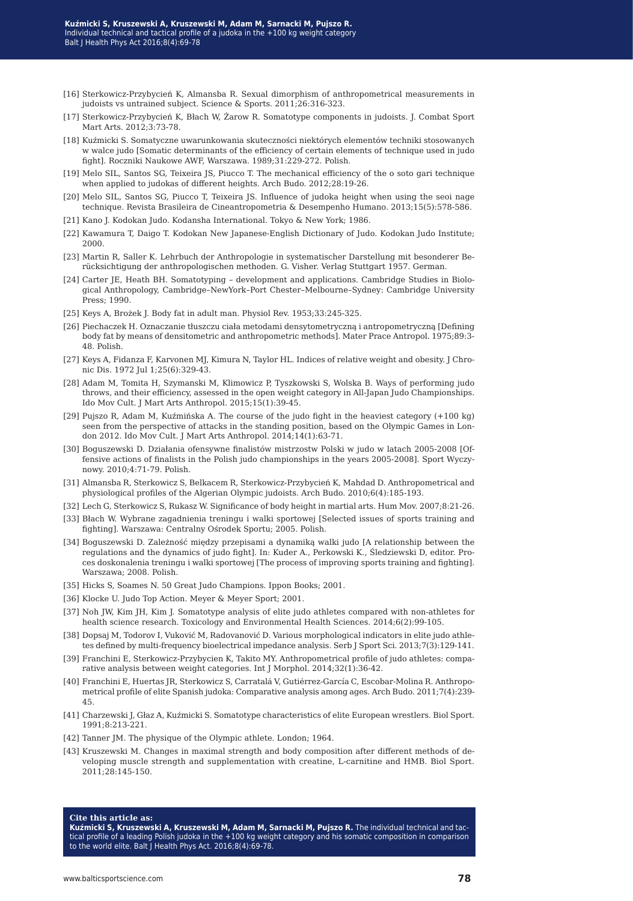[16] Sterkowicz-Przybycień K, Almansba R. Sexual dimorphism of anthropometrical measurements in judoists vs untrained subject. Science & Sports. 2011;26:316-323.

[17] Sterkowicz-Przybycień K, Błach W, Żarow R. Somatotype components in judoists. J. Combat Sport Mart Arts. 2012;3:73-78.

[18] Kuźmicki S. Somatyczne uwarunkowania skuteczności niektórych elementów techniki stosowanych w walce judo [Somatic determinants of the efficiency of certain elements of technique used in judo fight]. Roczniki Naukowe AWF, Warszawa. 1989;31:229-272. Polish.

[19] Melo SIL, Santos SG, Teixeira JS, Piucco T. The mechanical efficiency of the o soto gari technique when applied to judokas of different heights. Arch Budo. 2012;28:19-26.

[20] Melo SIL, Santos SG, Piucco T, Teixeira JS. Influence of judoka height when using the seoi nage technique. Revista Brasileira de Cineantropometria & Desempenho Humano. 2013;15(5):578-586.

[21] Kano J. Kodokan Judo. Kodansha International. Tokyo & New York; 1986.

[22] Kawamura T, Daigo T. Kodokan New Japanese-English Dictionary of Judo. Kodokan Judo Institute; 2000.

[23] Martin R, Saller K. Lehrbuch der Anthropologie in systematischer Darstellung mit besonderer Berücksichtigung der anthropologischen methoden. G. Visher. Verlag Stuttgart 1957. German.

[24] Carter JE, Heath BH. Somatotyping – development and applications. Cambridge Studies in Biological Anthropology, Cambridge–NewYork–Port Chester–Melbourne–Sydney: Cambridge University Press; 1990.

[25] Keys A, Brożek J. Body fat in adult man. Physiol Rev. 1953;33:245-325.

[26] Piechaczek H. Oznaczanie tłuszczu ciała metodami densytometryczną i antropometryczną [Defining body fat by means of densitometric and anthropometric methods]. Mater Prace Antropol. 1975;89:3-48. Polish.

[27] Keys A, Fidanza F, Karvonen MJ, Kimura N, Taylor HL. Indices of relative weight and obesity. J Chronic Dis. 1972 Jul 1;25(6):329-43.

[28] Adam M, Tomita H, Szymanski M, Klimowicz P, Tyszkowski S, Wolska B. Ways of performing judo throws, and their efficiency, assessed in the open weight category in All-Japan Judo Championships. Ido Mov Cult. J Mart Arts Anthropol. 2015;15(1):39-45.

[29] Pujszo R, Adam M, Kuźmińska A. The course of the judo fight in the heaviest category (+100 kg) seen from the perspective of attacks in the standing position, based on the Olympic Games in London 2012. Ido Mov Cult. J Mart Arts Anthropol. 2014;14(1):63-71.

[30] Boguszewski D. Działania ofensywne finalistów mistrzostw Polski w judo w latach 2005-2008 [Offensive actions of finalists in the Polish judo championships in the years 2005-2008]. Sport Wyczynowy. 2010;4:71-79. Polish.

[31] Almansba R, Sterkowicz S, Belkacem R, Sterkowicz-Przybycień K, Mahdad D. Anthropometrical and physiological profiles of the Algerian Olympic judoists. Arch Budo. 2010;6(4):185-193.

[32] Lech G, Sterkowicz S, Rukasz W. Significance of body height in martial arts. Hum Mov. 2007;8:21-26.

[33] Błach W. Wybrane zagadnienia treningu i walki sportowej [Selected issues of sports training and fighting]. Warszawa: Centralny Ośrodek Sportu; 2005. Polish.

[34] Boguszewski D. Zależność między przepisami a dynamiką walki judo [A relationship between the regulations and the dynamics of judo fight]. In: Kuder A., Perkowski K., Śledziewski D, editor. Proces doskonalenia treningu i walki sportowej [The process of improving sports training and fighting]. Warszawa; 2008. Polish.

[35] Hicks S, Soames N. 50 Great Judo Champions. Ippon Books; 2001.

[36] Klocke U. Judo Top Action. Meyer & Meyer Sport; 2001.

[37] Noh JW, Kim JH, Kim J. Somatotype analysis of elite judo athletes compared with non-athletes for health science research. Toxicology and Environmental Health Sciences. 2014;6(2):99-105.

[38] Dopsaj M, Todorov I, Vuković M, Radovanović D. Various morphological indicators in elite judo athletes defined by multi-frequency bioelectrical impedance analysis. Serb J Sport Sci. 2013;7(3):129-141.

[39] Franchini E, Sterkowicz-Przybycien K, Takito MY. Anthropometrical profile of judo athletes: comparative analysis between weight categories. Int J Morphol. 2014;32(1):36-42.

[40] Franchini E, Huertas JR, Sterkowicz S, Carratalá V, Gutiérrez-García C, Escobar-Molina R. Anthropometrical profile of elite Spanish judoka: Comparative analysis among ages. Arch Budo. 2011;7(4):239-45.

[41] Charzewski J, Głaz A, Kuźmicki S. Somatotype characteristics of elite European wrestlers. Biol Sport. 1991;8:213-221.

[42] Tanner JM. The physique of the Olympic athlete. London; 1964.

[43] Kruszewski M. Changes in maximal strength and body composition after different methods of developing muscle strength and supplementation with creatine, L-carnitine and HMB. Biol Sport. 2011;28:145-150.

**Cite this article as:**
**Kuźmicki S, Kruszewski A, Kruszewski M, Adam M, Sarnacki M, Pujszo R.** The individual technical and tactical profile of a leading Polish judoka in the +100 kg weight category and his somatic composition in comparison to the world elite. Balt J Health Phys Act. 2016;8(4):69-78.